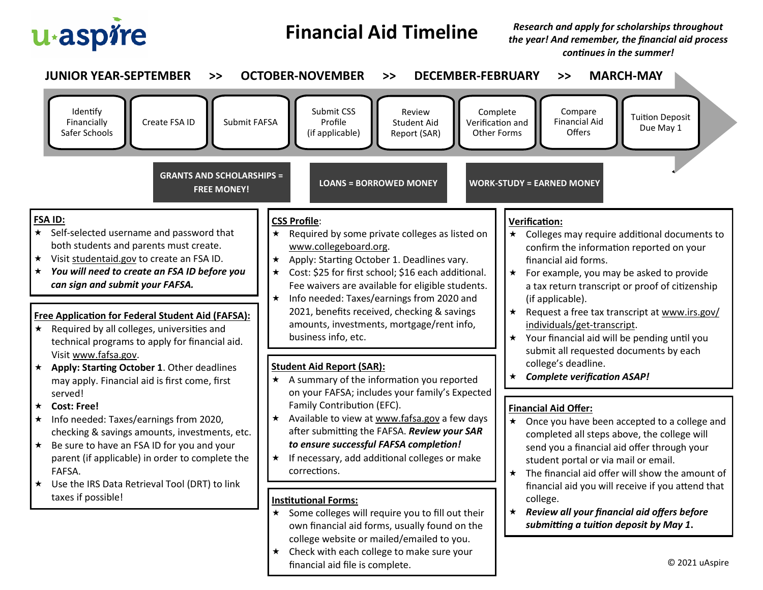# Financial Aid Timeline

*Research and apply for scholarships throughout the year! And remember, the financial aid process continues in the summer!*

**JUNIOR YEAR-SEPTEMBER >> OCTOBER-NOVEMBER >> DECEMBER-FEBRUARY >> MARCH-MAY**

1. Identify Financially Safer Schools
2. Create FSA ID
3. Submit FAFSA
4. Submit CSS Profile (if applicable)
5. Review Student Aid Report (SAR)
6. Complete Verification and Other Forms
7. Compare Financial Aid Offers
8. Tuition Deposit Due May 1

**GRANTS AND SCHOLARSHIPS = FREE MONEY!**

**LOANS = BORROWED MONEY**

**WORK-STUDY = EARNED MONEY**

## FSA ID:

- ★ Self-selected username and password that both students and parents must create.
- ★ Visit studentaid.gov to create an FSA ID.
- ★ ***You will need to create an FSA ID before you can sign and submit your FAFSA.***

## Free Application for Federal Student Aid (FAFSA):

- ★ Required by all colleges, universities and technical programs to apply for financial aid. Visit www.fafsa.gov.
- ★ **Apply: Starting October 1**. Other deadlines may apply. Financial aid is first come, first served!
- ★ **Cost: Free!**
- ★ Info needed: Taxes/earnings from 2020, checking & savings amounts, investments, etc.
- ★ Be sure to have an FSA ID for you and your parent (if applicable) in order to complete the FAFSA.
- ★ Use the IRS Data Retrieval Tool (DRT) to link taxes if possible!

## CSS Profile:

- ★ Required by some private colleges as listed on www.collegeboard.org.
- ★ Apply: Starting October 1. Deadlines vary.
- ★ Cost: $25 for first school; $16 each additional. Fee waivers are available for eligible students.
- ★ Info needed: Taxes/earnings from 2020 and 2021, benefits received, checking & savings amounts, investments, mortgage/rent info, business info, etc.

## Student Aid Report (SAR):

- ★ A summary of the information you reported on your FAFSA; includes your family's Expected Family Contribution (EFC).
- ★ Available to view at www.fafsa.gov a few days after submitting the FAFSA. ***Review your SAR to ensure successful FAFSA completion!***
- ★ If necessary, add additional colleges or make corrections.

## Institutional Forms:

- ★ Some colleges will require you to fill out their own financial aid forms, usually found on the college website or mailed/emailed to you.
- ★ Check with each college to make sure your financial aid file is complete.

## Verification:

- ★ Colleges may require additional documents to confirm the information reported on your financial aid forms.
- ★ For example, you may be asked to provide a tax return transcript or proof of citizenship (if applicable).
- ★ Request a free tax transcript at www.irs.gov/individuals/get-transcript.
- ★ Your financial aid will be pending until you submit all requested documents by each college's deadline.
- ★ ***Complete verification ASAP!***

## Financial Aid Offer:

- ★ Once you have been accepted to a college and completed all steps above, the college will send you a financial aid offer through your student portal or via mail or email.
- ★ The financial aid offer will show the amount of financial aid you will receive if you attend that college.
- ★ ***Review all your financial aid offers before submitting a tuition deposit by May 1.***

© 2021 uAspire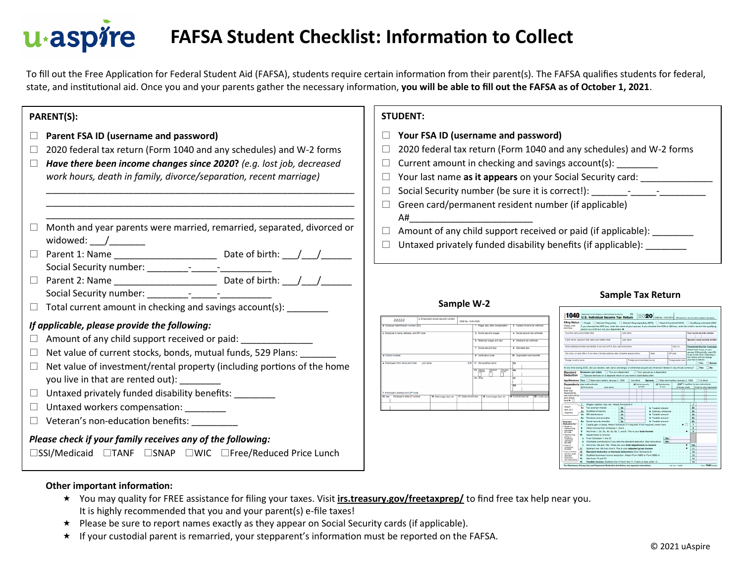# FAFSA Student Checklist: Information to Collect

To fill out the Free Application for Federal Student Aid (FAFSA), students require certain information from their parent(s). The FAFSA qualifies students for federal, state, and institutional aid. Once you and your parents gather the necessary information, **you will be able to fill out the FAFSA as of October 1, 2021**.

## PARENT(S):

- ☐ **Parent FSA ID (username and password)**
- ☐ 2020 federal tax return (Form 1040 and any schedules) and W-2 forms
- ☐ ***Have there been income changes since 2020?*** *(e.g. lost job, decreased work hours, death in family, divorce/separation, recent marriage)*

  ______________________________________________________________

  ______________________________________________________________

  ______________________________________________________________
- ☐ Month and year parents were married, remarried, separated, divorced or widowed: ___/_______
- ☐ Parent 1: Name ____________________ Date of birth: ___/___/______
  Social Security number: ________-_____-__________
- ☐ Parent 2: Name ____________________ Date of birth: ___/___/______
  Social Security number: ________-_____-__________
- ☐ Total current amount in checking and savings account(s): ________

***If applicable, please provide the following:***

- ☐ Amount of any child support received or paid: ______________
- ☐ Net value of current stocks, bonds, mutual funds, 529 Plans: _______
- ☐ Net value of investment/rental property (including portions of the home you live in that are rented out): ________
- ☐ Untaxed privately funded disability benefits: ________
- ☐ Untaxed workers compensation: ________
- ☐ Veteran's non-education benefits: _________

***Please check if your family receives any of the following:***

☐SSI/Medicaid ☐TANF ☐SNAP ☐WIC ☐Free/Reduced Price Lunch

## STUDENT:

- ☐ **Your FSA ID (username and password)**
- ☐ 2020 federal tax return (Form 1040 and any schedules) and W-2 forms
- ☐ Current amount in checking and savings account(s): ________
- ☐ Your last name **as it appears** on your Social Security card: ______________
- ☐ Social Security number (be sure it is correct!): _______-_____-_________
- ☐ Green card/permanent resident number (if applicable)
  A#________________________
- ☐ Amount of any child support received or paid (if applicable): ________
- ☐ Untaxed privately funded disability benefits (if applicable): ________

**Sample W-2**

**Sample Tax Return**

**Other important information:**

- ★ You may quality for FREE assistance for filing your taxes. Visit **irs.treasury.gov/freetaxprep/** to find free tax help near you. It is highly recommended that you and your parent(s) e-file taxes!
- ★ Please be sure to report names exactly as they appear on Social Security cards (if applicable).
- ★ If your custodial parent is remarried, your stepparent's information must be reported on the FAFSA.

© 2021 uAspire